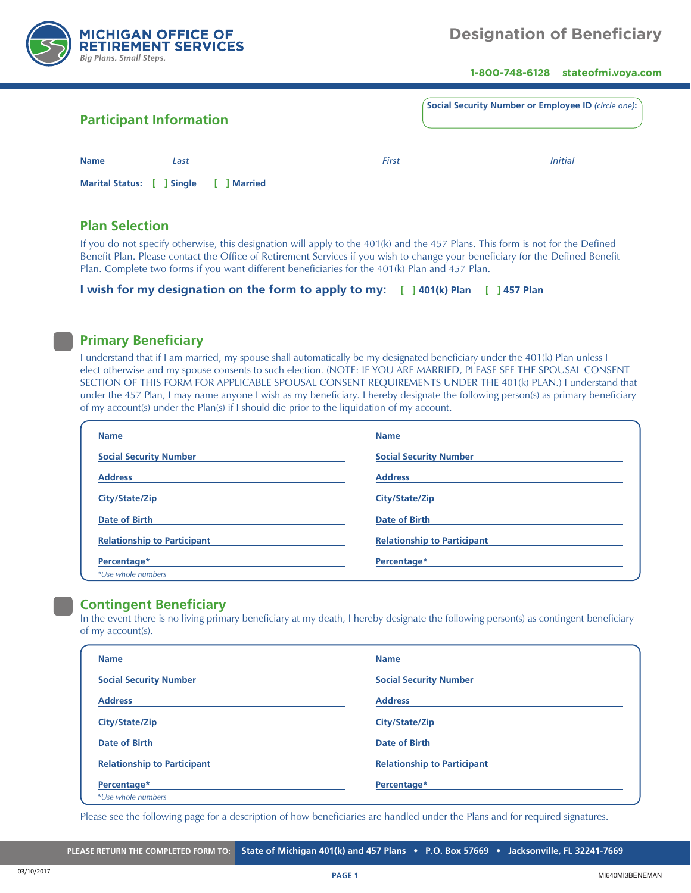**MICHIGAN OFFICE OF RETIREMENT SERVICES**
*Big Plans. Small Steps.*

# Designation of Beneficiary

**1-800-748-6128 stateofmi.voya.com**

## Participant Information

**Social Security Number or Employee ID** *(circle one)*:

**Name** *Last* *First* *Initial*

**Marital Status:** [ ] Single [ ] Married

## Plan Selection

If you do not specify otherwise, this designation will apply to the 401(k) and the 457 Plans. This form is not for the Defined Benefit Plan. Please contact the Office of Retirement Services if you wish to change your beneficiary for the Defined Benefit Plan. Complete two forms if you want different beneficiaries for the 401(k) Plan and 457 Plan.

**I wish for my designation on the form to apply to my:** [ ] 401(k) Plan [ ] 457 Plan

## Primary Beneficiary

I understand that if I am married, my spouse shall automatically be my designated beneficiary under the 401(k) Plan unless I elect otherwise and my spouse consents to such election. (NOTE: IF YOU ARE MARRIED, PLEASE SEE THE SPOUSAL CONSENT SECTION OF THIS FORM FOR APPLICABLE SPOUSAL CONSENT REQUIREMENTS UNDER THE 401(k) PLAN.) I understand that under the 457 Plan, I may name anyone I wish as my beneficiary. I hereby designate the following person(s) as primary beneficiary of my account(s) under the Plan(s) if I should die prior to the liquidation of my account.

| | |
|---|---|
| **Name** | **Name** |
| **Social Security Number** | **Social Security Number** |
| **Address** | **Address** |
| **City/State/Zip** | **City/State/Zip** |
| **Date of Birth** | **Date of Birth** |
| **Relationship to Participant** | **Relationship to Participant** |
| **Percentage*** | **Percentage*** |

*\*Use whole numbers*

## Contingent Beneficiary

In the event there is no living primary beneficiary at my death, I hereby designate the following person(s) as contingent beneficiary of my account(s).

| | |
|---|---|
| **Name** | **Name** |
| **Social Security Number** | **Social Security Number** |
| **Address** | **Address** |
| **City/State/Zip** | **City/State/Zip** |
| **Date of Birth** | **Date of Birth** |
| **Relationship to Participant** | **Relationship to Participant** |
| **Percentage*** | **Percentage*** |

*\*Use whole numbers*

Please see the following page for a description of how beneficiaries are handled under the Plans and for required signatures.

**PLEASE RETURN THE COMPLETED FORM TO:** State of Michigan 401(k) and 457 Plans • P.O. Box 57669 • Jacksonville, FL 32241-7669

03/10/2017 MI640MI3BENEMAN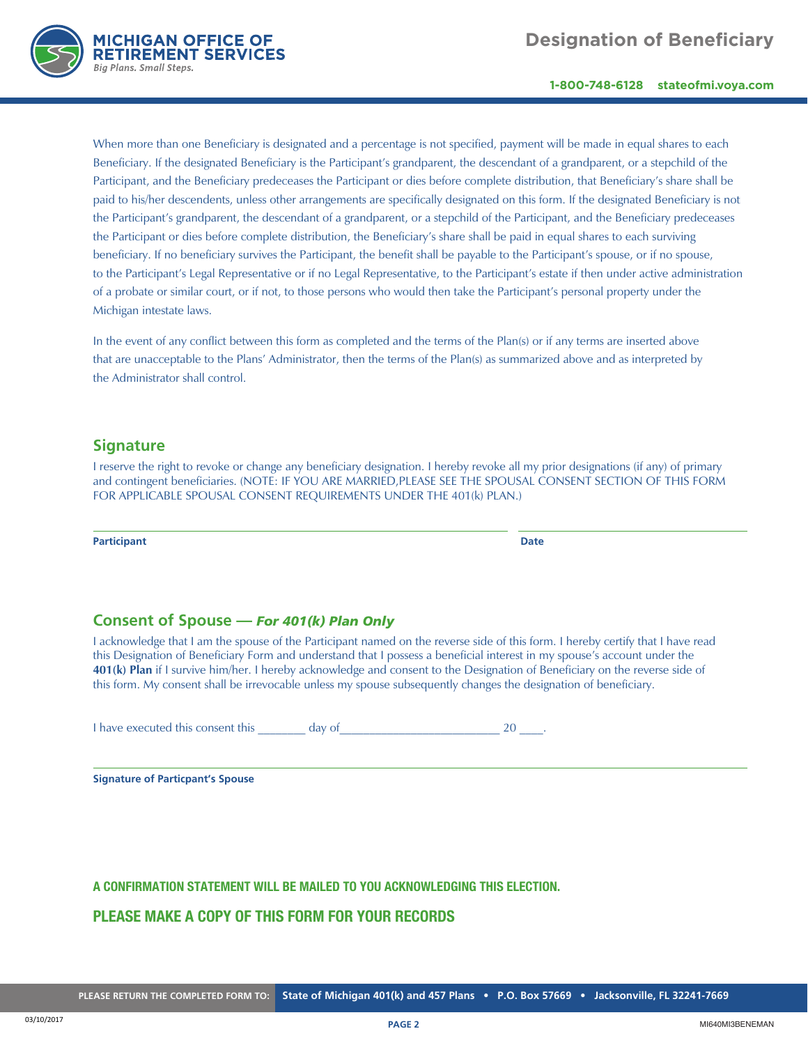When more than one Beneficiary is designated and a percentage is not specified, payment will be made in equal shares to each Beneficiary. If the designated Beneficiary is the Participant's grandparent, the descendant of a grandparent, or a stepchild of the Participant, and the Beneficiary predeceases the Participant or dies before complete distribution, that Beneficiary's share shall be paid to his/her descendents, unless other arrangements are specifically designated on this form. If the designated Beneficiary is not the Participant's grandparent, the descendant of a grandparent, or a stepchild of the Participant, and the Beneficiary predeceases the Participant or dies before complete distribution, the Beneficiary's share shall be paid in equal shares to each surviving beneficiary. If no beneficiary survives the Participant, the benefit shall be payable to the Participant's spouse, or if no spouse, to the Participant's Legal Representative or if no Legal Representative, to the Participant's estate if then under active administration of a probate or similar court, or if not, to those persons who would then take the Participant's personal property under the Michigan intestate laws.

In the event of any conflict between this form as completed and the terms of the Plan(s) or if any terms are inserted above that are unacceptable to the Plans' Administrator, then the terms of the Plan(s) as summarized above and as interpreted by the Administrator shall control.

## Signature

I reserve the right to revoke or change any beneficiary designation. I hereby revoke all my prior designations (if any) of primary and contingent beneficiaries. (NOTE: IF YOU ARE MARRIED,PLEASE SEE THE SPOUSAL CONSENT SECTION OF THIS FORM FOR APPLICABLE SPOUSAL CONSENT REQUIREMENTS UNDER THE 401(k) PLAN.)

______________________________________________ ______________________

**Participant** **Date**

## Consent of Spouse — *For 401(k) Plan Only*

I acknowledge that I am the spouse of the Participant named on the reverse side of this form. I hereby certify that I have read this Designation of Beneficiary Form and understand that I possess a beneficial interest in my spouse's account under the **401(k) Plan** if I survive him/her. I hereby acknowledge and consent to the Designation of Beneficiary on the reverse side of this form. My consent shall be irrevocable unless my spouse subsequently changes the designation of beneficiary.

I have executed this consent this ________ day of__________________________ 20 ____.

______________________________________________

**Signature of Particpant's Spouse**

**A CONFIRMATION STATEMENT WILL BE MAILED TO YOU ACKNOWLEDGING THIS ELECTION.**

**PLEASE MAKE A COPY OF THIS FORM FOR YOUR RECORDS**

**PLEASE RETURN THE COMPLETED FORM TO:** **State of Michigan 401(k) and 457 Plans • P.O. Box 57669 • Jacksonville, FL 32241-7669**

03/10/2017 MI640MI3BENEMAN